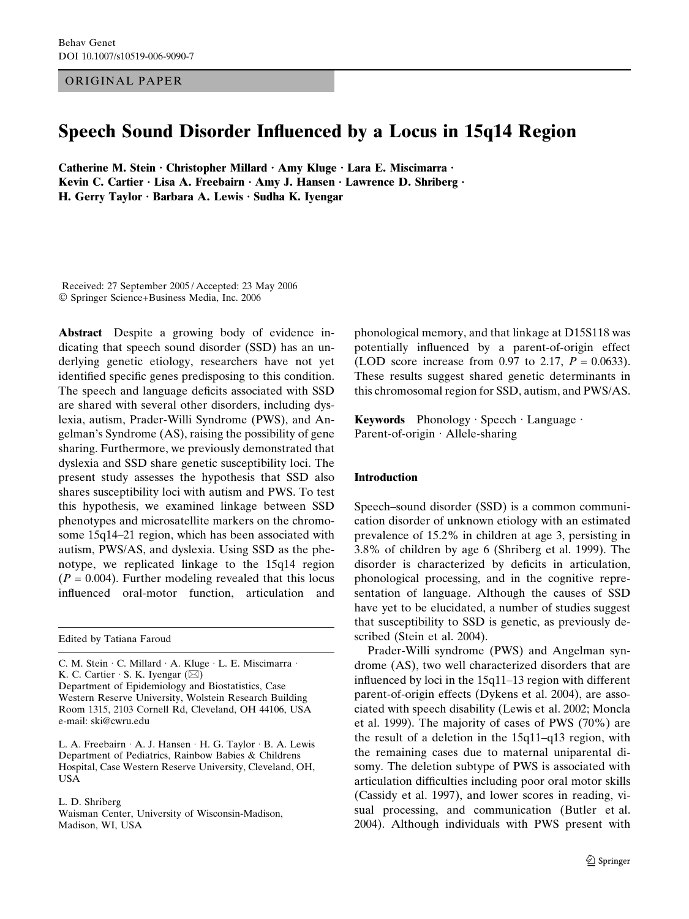ORIGINAL PAPER

# Speech Sound Disorder Influenced by a Locus in 15q14 Region

**Catherine M. Stein · Christopher Millard · Amy Kluge · Lara E. Miscimarra · Kevin C. Cartier · Lisa A. Freebairn · Amy J. Hansen · Lawrence D. Shriberg · H. Gerry Taylor · Barbara A. Lewis · Sudha K. Iyengar**

Received: 27 September 2005 / Accepted: 23 May 2006
© Springer Science+Business Media, Inc. 2006

**Abstract** Despite a growing body of evidence indicating that speech sound disorder (SSD) has an underlying genetic etiology, researchers have not yet identified specific genes predisposing to this condition. The speech and language deficits associated with SSD are shared with several other disorders, including dyslexia, autism, Prader-Willi Syndrome (PWS), and Angelman's Syndrome (AS), raising the possibility of gene sharing. Furthermore, we previously demonstrated that dyslexia and SSD share genetic susceptibility loci. The present study assesses the hypothesis that SSD also shares susceptibility loci with autism and PWS. To test this hypothesis, we examined linkage between SSD phenotypes and microsatellite markers on the chromosome 15q14–21 region, which has been associated with autism, PWS/AS, and dyslexia. Using SSD as the phenotype, we replicated linkage to the 15q14 region ($P = 0.004$). Further modeling revealed that this locus influenced oral-motor function, articulation and phonological memory, and that linkage at D15S118 was potentially influenced by a parent-of-origin effect (LOD score increase from 0.97 to 2.17, $P = 0.0633$). These results suggest shared genetic determinants in this chromosomal region for SSD, autism, and PWS/AS.

**Keywords** Phonology · Speech · Language · Parent-of-origin · Allele-sharing

Edited by Tatiana Faroud

C. M. Stein · C. Millard · A. Kluge · L. E. Miscimarra · K. C. Cartier · S. K. Iyengar (✉)
Department of Epidemiology and Biostatistics, Case Western Reserve University, Wolstein Research Building Room 1315, 2103 Cornell Rd, Cleveland, OH 44106, USA
e-mail: ski@cwru.edu

L. A. Freebairn · A. J. Hansen · H. G. Taylor · B. A. Lewis
Department of Pediatrics, Rainbow Babies & Childrens Hospital, Case Western Reserve University, Cleveland, OH, USA

L. D. Shriberg
Waisman Center, University of Wisconsin-Madison, Madison, WI, USA

## Introduction

Speech–sound disorder (SSD) is a common communication disorder of unknown etiology with an estimated prevalence of 15.2% in children at age 3, persisting in 3.8% of children by age 6 (Shriberg et al. 1999). The disorder is characterized by deficits in articulation, phonological processing, and in the cognitive representation of language. Although the causes of SSD have yet to be elucidated, a number of studies suggest that susceptibility to SSD is genetic, as previously described (Stein et al. 2004).

Prader-Willi syndrome (PWS) and Angelman syndrome (AS), two well characterized disorders that are influenced by loci in the 15q11–13 region with different parent-of-origin effects (Dykens et al. 2004), are associated with speech disability (Lewis et al. 2002; Moncla et al. 1999). The majority of cases of PWS (70%) are the result of a deletion in the 15q11–q13 region, with the remaining cases due to maternal uniparental disomy. The deletion subtype of PWS is associated with articulation difficulties including poor oral motor skills (Cassidy et al. 1997), and lower scores in reading, visual processing, and communication (Butler et al. 2004). Although individuals with PWS present with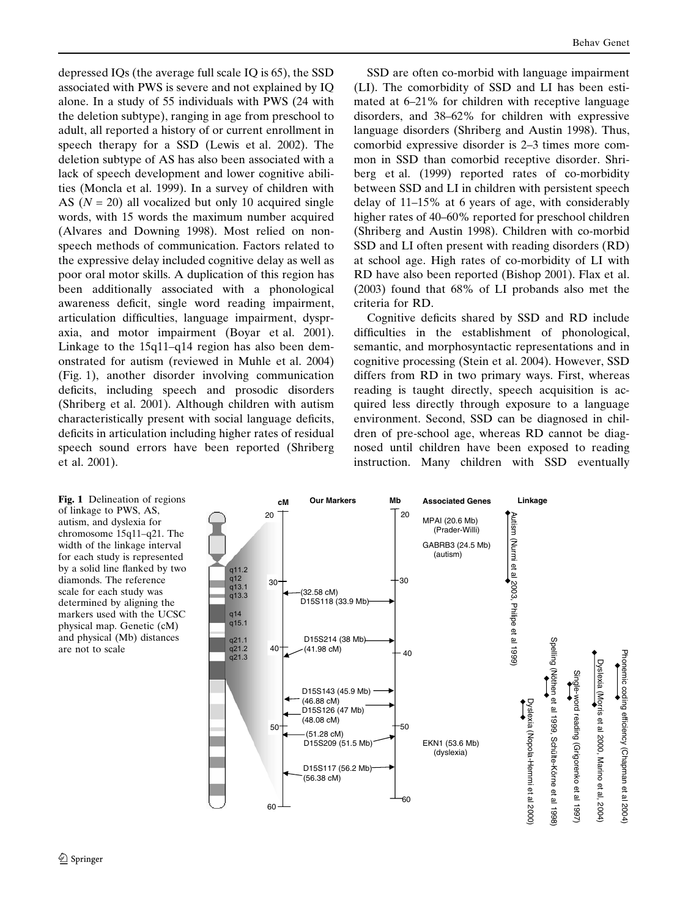depressed IQs (the average full scale IQ is 65), the SSD associated with PWS is severe and not explained by IQ alone. In a study of 55 individuals with PWS (24 with the deletion subtype), ranging in age from preschool to adult, all reported a history of or current enrollment in speech therapy for a SSD (Lewis et al. 2002). The deletion subtype of AS has also been associated with a lack of speech development and lower cognitive abilities (Moncla et al. 1999). In a survey of children with AS ($N = 20$) all vocalized but only 10 acquired single words, with 15 words the maximum number acquired (Alvares and Downing 1998). Most relied on non-speech methods of communication. Factors related to the expressive delay included cognitive delay as well as poor oral motor skills. A duplication of this region has been additionally associated with a phonological awareness deficit, single word reading impairment, articulation difficulties, language impairment, dyspraxia, and motor impairment (Boyar et al. 2001). Linkage to the 15q11–q14 region has also been demonstrated for autism (reviewed in Muhle et al. 2004) (Fig. 1), another disorder involving communication deficits, including speech and prosodic disorders (Shriberg et al. 2001). Although children with autism characteristically present with social language deficits, deficits in articulation including higher rates of residual speech sound errors have been reported (Shriberg et al. 2001).

SSD are often co-morbid with language impairment (LI). The comorbidity of SSD and LI has been estimated at 6–21% for children with receptive language disorders, and 38–62% for children with expressive language disorders (Shriberg and Austin 1998). Thus, comorbid expressive disorder is 2–3 times more common in SSD than comorbid receptive disorder. Shriberg et al. (1999) reported rates of co-morbidity between SSD and LI in children with persistent speech delay of 11–15% at 6 years of age, with considerably higher rates of 40–60% reported for preschool children (Shriberg and Austin 1998). Children with co-morbid SSD and LI often present with reading disorders (RD) at school age. High rates of co-morbidity of LI with RD have also been reported (Bishop 2001). Flax et al. (2003) found that 68% of LI probands also met the criteria for RD.

Cognitive deficits shared by SSD and RD include difficulties in the establishment of phonological, semantic, and morphosyntactic representations and in cognitive processing (Stein et al. 2004). However, SSD differs from RD in two primary ways. First, whereas reading is taught directly, speech acquisition is acquired less directly through exposure to a language environment. Second, SSD can be diagnosed in children of pre-school age, whereas RD cannot be diagnosed until children have been exposed to reading instruction. Many children with SSD eventually

**Fig. 1** Delineation of regions of linkage to PWS, AS, autism, and dyslexia for chromosome 15q11–q21. The width of the linkage interval for each study is represented by a solid line flanked by two diamonds. The reference scale for each study was determined by aligning the markers used with the UCSC physical map. Genetic (cM) and physical (Mb) distances are not to scale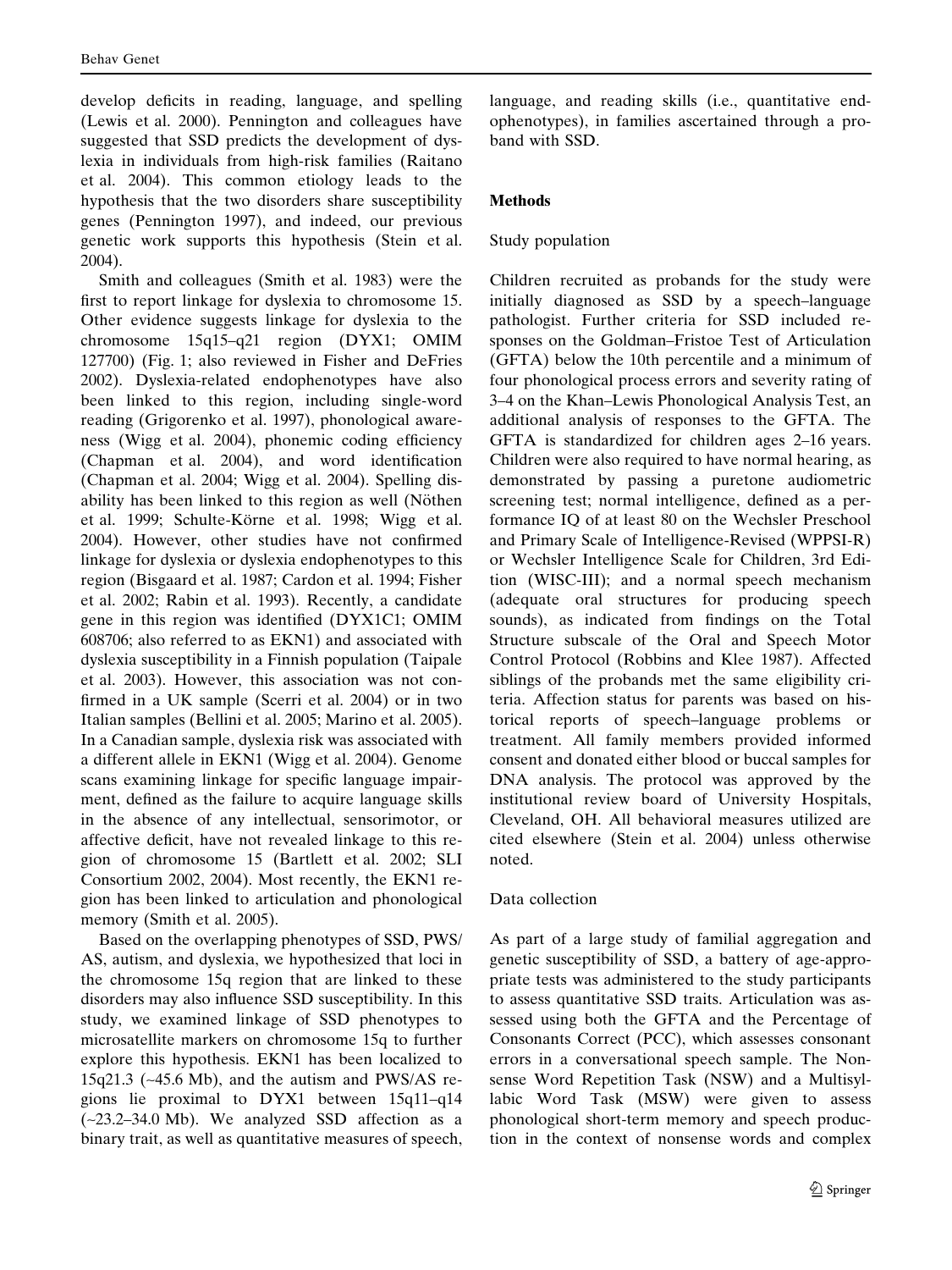develop deficits in reading, language, and spelling (Lewis et al. 2000). Pennington and colleagues have suggested that SSD predicts the development of dyslexia in individuals from high-risk families (Raitano et al. 2004). This common etiology leads to the hypothesis that the two disorders share susceptibility genes (Pennington 1997), and indeed, our previous genetic work supports this hypothesis (Stein et al. 2004).

Smith and colleagues (Smith et al. 1983) were the first to report linkage for dyslexia to chromosome 15. Other evidence suggests linkage for dyslexia to the chromosome 15q15–q21 region (DYX1; OMIM 127700) (Fig. 1; also reviewed in Fisher and DeFries 2002). Dyslexia-related endophenotypes have also been linked to this region, including single-word reading (Grigorenko et al. 1997), phonological awareness (Wigg et al. 2004), phonemic coding efficiency (Chapman et al. 2004), and word identification (Chapman et al. 2004; Wigg et al. 2004). Spelling disability has been linked to this region as well (Nöthen et al. 1999; Schulte-Körne et al. 1998; Wigg et al. 2004). However, other studies have not confirmed linkage for dyslexia or dyslexia endophenotypes to this region (Bisgaard et al. 1987; Cardon et al. 1994; Fisher et al. 2002; Rabin et al. 1993). Recently, a candidate gene in this region was identified (DYX1C1; OMIM 608706; also referred to as EKN1) and associated with dyslexia susceptibility in a Finnish population (Taipale et al. 2003). However, this association was not confirmed in a UK sample (Scerri et al. 2004) or in two Italian samples (Bellini et al. 2005; Marino et al. 2005). In a Canadian sample, dyslexia risk was associated with a different allele in EKN1 (Wigg et al. 2004). Genome scans examining linkage for specific language impairment, defined as the failure to acquire language skills in the absence of any intellectual, sensorimotor, or affective deficit, have not revealed linkage to this region of chromosome 15 (Bartlett et al. 2002; SLI Consortium 2002, 2004). Most recently, the EKN1 region has been linked to articulation and phonological memory (Smith et al. 2005).

Based on the overlapping phenotypes of SSD, PWS/AS, autism, and dyslexia, we hypothesized that loci in the chromosome 15q region that are linked to these disorders may also influence SSD susceptibility. In this study, we examined linkage of SSD phenotypes to microsatellite markers on chromosome 15q to further explore this hypothesis. EKN1 has been localized to 15q21.3 (~45.6 Mb), and the autism and PWS/AS regions lie proximal to DYX1 between 15q11–q14 (~23.2–34.0 Mb). We analyzed SSD affection as a binary trait, as well as quantitative measures of speech, language, and reading skills (i.e., quantitative endophenotypes), in families ascertained through a proband with SSD.

## Methods

### Study population

Children recruited as probands for the study were initially diagnosed as SSD by a speech–language pathologist. Further criteria for SSD included responses on the Goldman–Fristoe Test of Articulation (GFTA) below the 10th percentile and a minimum of four phonological process errors and severity rating of 3–4 on the Khan–Lewis Phonological Analysis Test, an additional analysis of responses to the GFTA. The GFTA is standardized for children ages 2–16 years. Children were also required to have normal hearing, as demonstrated by passing a puretone audiometric screening test; normal intelligence, defined as a performance IQ of at least 80 on the Wechsler Preschool and Primary Scale of Intelligence-Revised (WPPSI-R) or Wechsler Intelligence Scale for Children, 3rd Edition (WISC-III); and a normal speech mechanism (adequate oral structures for producing speech sounds), as indicated from findings on the Total Structure subscale of the Oral and Speech Motor Control Protocol (Robbins and Klee 1987). Affected siblings of the probands met the same eligibility criteria. Affection status for parents was based on historical reports of speech–language problems or treatment. All family members provided informed consent and donated either blood or buccal samples for DNA analysis. The protocol was approved by the institutional review board of University Hospitals, Cleveland, OH. All behavioral measures utilized are cited elsewhere (Stein et al. 2004) unless otherwise noted.

### Data collection

As part of a large study of familial aggregation and genetic susceptibility of SSD, a battery of age-appropriate tests was administered to the study participants to assess quantitative SSD traits. Articulation was assessed using both the GFTA and the Percentage of Consonants Correct (PCC), which assesses consonant errors in a conversational speech sample. The Nonsense Word Repetition Task (NSW) and a Multisyllabic Word Task (MSW) were given to assess phonological short-term memory and speech production in the context of nonsense words and complex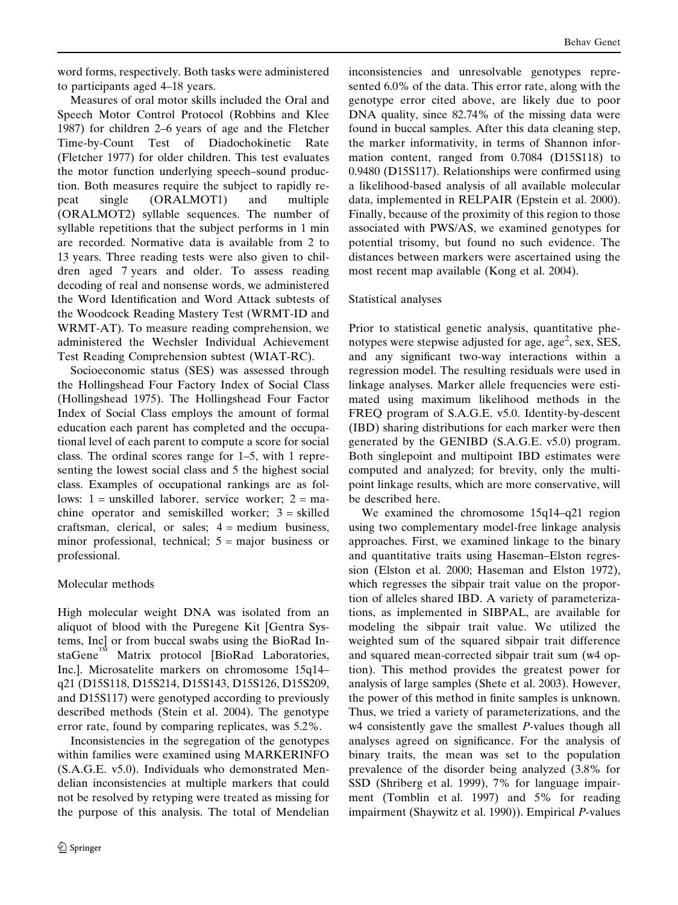word forms, respectively. Both tasks were administered to participants aged 4–18 years.

Measures of oral motor skills included the Oral and Speech Motor Control Protocol (Robbins and Klee 1987) for children 2–6 years of age and the Fletcher Time-by-Count Test of Diadochokinetic Rate (Fletcher 1977) for older children. This test evaluates the motor function underlying speech–sound production. Both measures require the subject to rapidly repeat single (ORALMOT1) and multiple (ORALMOT2) syllable sequences. The number of syllable repetitions that the subject performs in 1 min are recorded. Normative data is available from 2 to 13 years. Three reading tests were also given to children aged 7 years and older. To assess reading decoding of real and nonsense words, we administered the Word Identification and Word Attack subtests of the Woodcock Reading Mastery Test (WRMT-ID and WRMT-AT). To measure reading comprehension, we administered the Wechsler Individual Achievement Test Reading Comprehension subtest (WIAT-RC).

Socioeconomic status (SES) was assessed through the Hollingshead Four Factory Index of Social Class (Hollingshead 1975). The Hollingshead Four Factor Index of Social Class employs the amount of formal education each parent has completed and the occupational level of each parent to compute a score for social class. The ordinal scores range for 1–5, with 1 representing the lowest social class and 5 the highest social class. Examples of occupational rankings are as follows: 1 = unskilled laborer, service worker; 2 = machine operator and semiskilled worker; 3 = skilled craftsman, clerical, or sales; 4 = medium business, minor professional, technical; 5 = major business or professional.

## Molecular methods

High molecular weight DNA was isolated from an aliquot of blood with the Puregene Kit [Gentra Systems, Inc] or from buccal swabs using the BioRad InstaGene™ Matrix protocol [BioRad Laboratories, Inc.]. Microsatelite markers on chromosome 15q14–q21 (D15S118, D15S214, D15S143, D15S126, D15S209, and D15S117) were genotyped according to previously described methods (Stein et al. 2004). The genotype error rate, found by comparing replicates, was 5.2%.

Inconsistencies in the segregation of the genotypes within families were examined using MARKERINFO (S.A.G.E. v5.0). Individuals who demonstrated Mendelian inconsistencies at multiple markers that could not be resolved by retyping were treated as missing for the purpose of this analysis. The total of Mendelian inconsistencies and unresolvable genotypes represented 6.0% of the data. This error rate, along with the genotype error cited above, are likely due to poor DNA quality, since 82.74% of the missing data were found in buccal samples. After this data cleaning step, the marker informativity, in terms of Shannon information content, ranged from 0.7084 (D15S118) to 0.9480 (D15S117). Relationships were confirmed using a likelihood-based analysis of all available molecular data, implemented in RELPAIR (Epstein et al. 2000). Finally, because of the proximity of this region to those associated with PWS/AS, we examined genotypes for potential trisomy, but found no such evidence. The distances between markers were ascertained using the most recent map available (Kong et al. 2004).

## Statistical analyses

Prior to statistical genetic analysis, quantitative phenotypes were stepwise adjusted for age, age$^2$, sex, SES, and any significant two-way interactions within a regression model. The resulting residuals were used in linkage analyses. Marker allele frequencies were estimated using maximum likelihood methods in the FREQ program of S.A.G.E. v5.0. Identity-by-descent (IBD) sharing distributions for each marker were then generated by the GENIBD (S.A.G.E. v5.0) program. Both singlepoint and multipoint IBD estimates were computed and analyzed; for brevity, only the multipoint linkage results, which are more conservative, will be described here.

We examined the chromosome 15q14–q21 region using two complementary model-free linkage analysis approaches. First, we examined linkage to the binary and quantitative traits using Haseman–Elston regression (Elston et al. 2000; Haseman and Elston 1972), which regresses the sibpair trait value on the proportion of alleles shared IBD. A variety of parameterizations, as implemented in SIBPAL, are available for modeling the sibpair trait value. We utilized the weighted sum of the squared sibpair trait difference and squared mean-corrected sibpair trait sum (w4 option). This method provides the greatest power for analysis of large samples (Shete et al. 2003). However, the power of this method in finite samples is unknown. Thus, we tried a variety of parameterizations, and the w4 consistently gave the smallest *P*-values though all analyses agreed on significance. For the analysis of binary traits, the mean was set to the population prevalence of the disorder being analyzed (3.8% for SSD (Shriberg et al. 1999), 7% for language impairment (Tomblin et al. 1997) and 5% for reading impairment (Shaywitz et al. 1990)). Empirical *P*-values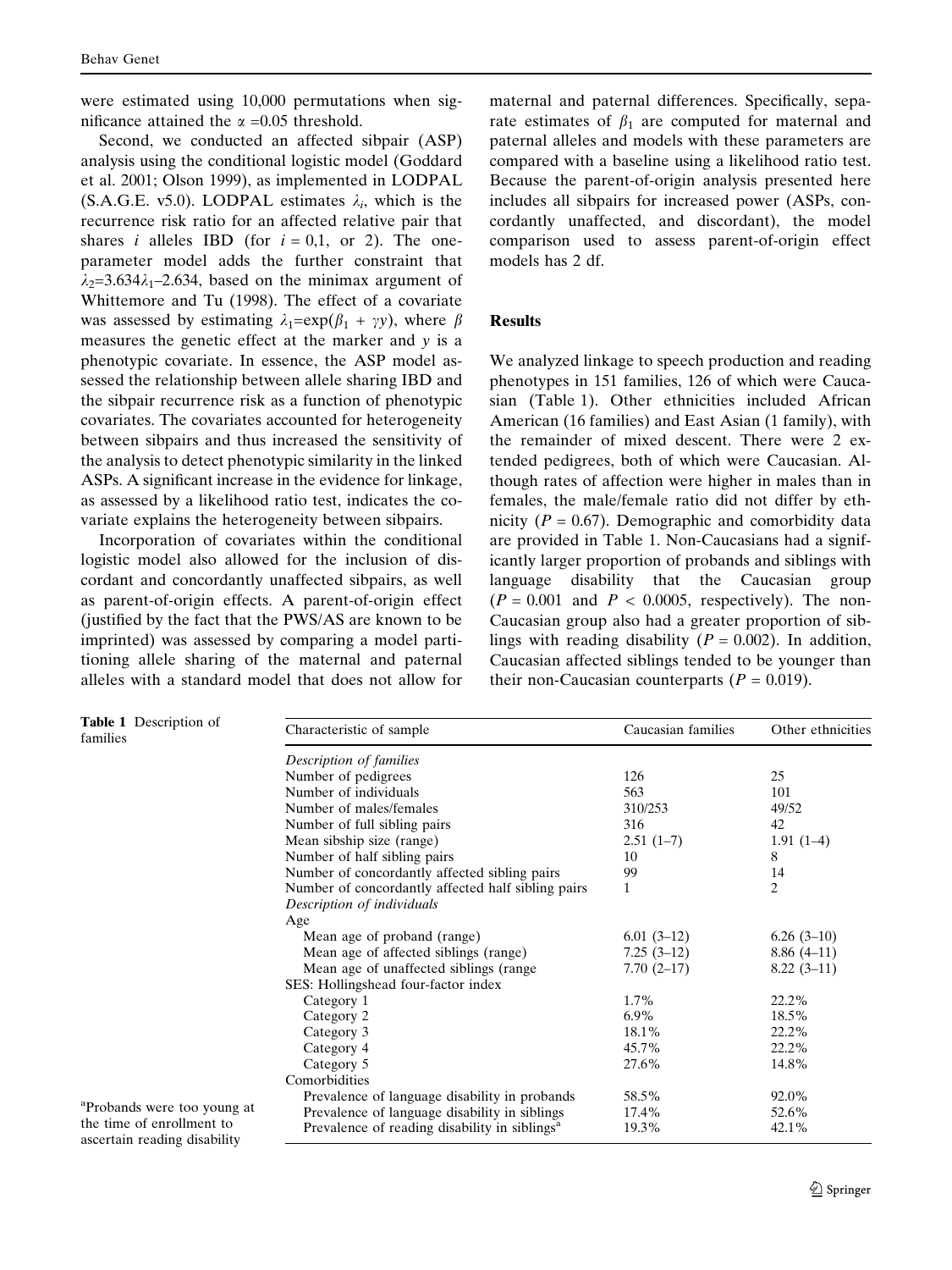were estimated using 10,000 permutations when significance attained the $\alpha$ =0.05 threshold.

Second, we conducted an affected sibpair (ASP) analysis using the conditional logistic model (Goddard et al. 2001; Olson 1999), as implemented in LODPAL (S.A.G.E. v5.0). LODPAL estimates $\lambda_i$, which is the recurrence risk ratio for an affected relative pair that shares $i$ alleles IBD (for $i$ = 0,1, or 2). The one-parameter model adds the further constraint that $\lambda_2$=3.634$\lambda_1$–2.634, based on the minimax argument of Whittemore and Tu (1998). The effect of a covariate was assessed by estimating $\lambda_1$=exp($\beta_1$ + $\gamma y$), where $\beta$ measures the genetic effect at the marker and $y$ is a phenotypic covariate. In essence, the ASP model assessed the relationship between allele sharing IBD and the sibpair recurrence risk as a function of phenotypic covariates. The covariates accounted for heterogeneity between sibpairs and thus increased the sensitivity of the analysis to detect phenotypic similarity in the linked ASPs. A significant increase in the evidence for linkage, as assessed by a likelihood ratio test, indicates the covariate explains the heterogeneity between sibpairs.

Incorporation of covariates within the conditional logistic model also allowed for the inclusion of discordant and concordantly unaffected sibpairs, as well as parent-of-origin effects. A parent-of-origin effect (justified by the fact that the PWS/AS are known to be imprinted) was assessed by comparing a model partitioning allele sharing of the maternal and paternal alleles with a standard model that does not allow for maternal and paternal differences. Specifically, separate estimates of $\beta_1$ are computed for maternal and paternal alleles and models with these parameters are compared with a baseline using a likelihood ratio test. Because the parent-of-origin analysis presented here includes all sibpairs for increased power (ASPs, concordantly unaffected, and discordant), the model comparison used to assess parent-of-origin effect models has 2 df.

## Results

We analyzed linkage to speech production and reading phenotypes in 151 families, 126 of which were Caucasian (Table 1). Other ethnicities included African American (16 families) and East Asian (1 family), with the remainder of mixed descent. There were 2 extended pedigrees, both of which were Caucasian. Although rates of affection were higher in males than in females, the male/female ratio did not differ by ethnicity ($P$ = 0.67). Demographic and comorbidity data are provided in Table 1. Non-Caucasians had a significantly larger proportion of probands and siblings with language disability that the Caucasian group ($P$ = 0.001 and $P$ < 0.0005, respectively). The non-Caucasian group also had a greater proportion of siblings with reading disability ($P$ = 0.002). In addition, Caucasian affected siblings tended to be younger than their non-Caucasian counterparts ($P$ = 0.019).

**Table 1** Description of families

| Characteristic of sample | Caucasian families | Other ethnicities |
|---|---|---|
| *Description of families* | | |
| Number of pedigrees | 126 | 25 |
| Number of individuals | 563 | 101 |
| Number of males/females | 310/253 | 49/52 |
| Number of full sibling pairs | 316 | 42 |
| Mean sibship size (range) | 2.51 (1–7) | 1.91 (1–4) |
| Number of half sibling pairs | 10 | 8 |
| Number of concordantly affected sibling pairs | 99 | 14 |
| Number of concordantly affected half sibling pairs | 1 | 2 |
| *Description of individuals* | | |
| Age | | |
| Mean age of proband (range) | 6.01 (3–12) | 6.26 (3–10) |
| Mean age of affected siblings (range) | 7.25 (3–12) | 8.86 (4–11) |
| Mean age of unaffected siblings (range | 7.70 (2–17) | 8.22 (3–11) |
| SES: Hollingshead four-factor index | | |
| Category 1 | 1.7% | 22.2% |
| Category 2 | 6.9% | 18.5% |
| Category 3 | 18.1% | 22.2% |
| Category 4 | 45.7% | 22.2% |
| Category 5 | 27.6% | 14.8% |
| Comorbidities | | |
| Prevalence of language disability in probands | 58.5% | 92.0% |
| Prevalence of language disability in siblings | 17.4% | 52.6% |
| Prevalence of reading disability in siblings[a] | 19.3% | 42.1% |

[a]Probands were too young at the time of enrollment to ascertain reading disability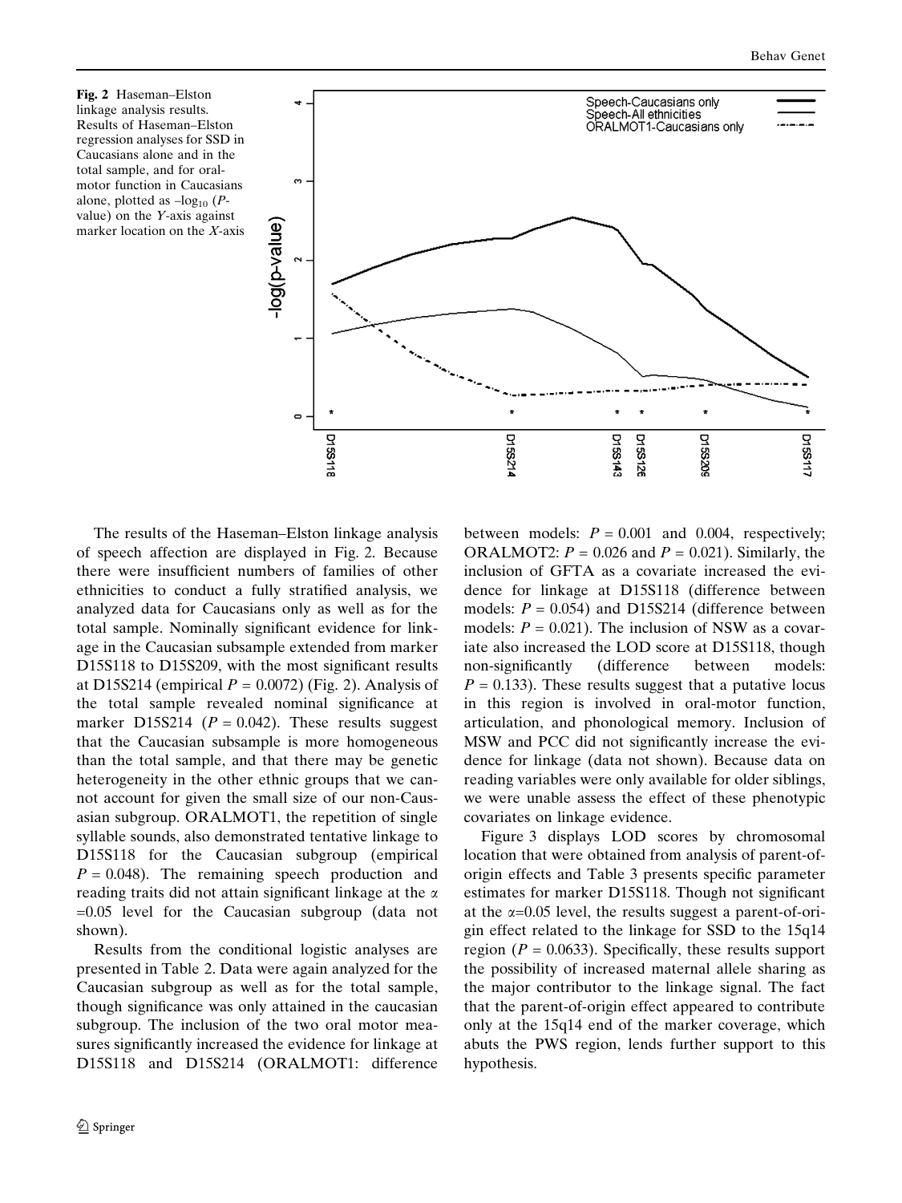**Fig. 2** Haseman–Elston linkage analysis results. Results of Haseman–Elston regression analyses for SSD in Caucasians alone and in the total sample, and for oral-motor function in Caucasians alone, plotted as $-\log_{10}$ (*P*-value) on the *Y*-axis against marker location on the *X*-axis

The results of the Haseman–Elston linkage analysis of speech affection are displayed in Fig. 2. Because there were insufficient numbers of families of other ethnicities to conduct a fully stratified analysis, we analyzed data for Caucasians only as well as for the total sample. Nominally significant evidence for linkage in the Caucasian subsample extended from marker D15S118 to D15S209, with the most significant results at D15S214 (empirical $P = 0.0072$) (Fig. 2). Analysis of the total sample revealed nominal significance at marker D15S214 ($P = 0.042$). These results suggest that the Caucasian subsample is more homogeneous than the total sample, and that there may be genetic heterogeneity in the other ethnic groups that we cannot account for given the small size of our non-Causasian subgroup. ORALMOT1, the repetition of single syllable sounds, also demonstrated tentative linkage to D15S118 for the Caucasian subgroup (empirical $P = 0.048$). The remaining speech production and reading traits did not attain significant linkage at the $\alpha = 0.05$ level for the Caucasian subgroup (data not shown).

Results from the conditional logistic analyses are presented in Table 2. Data were again analyzed for the Caucasian subgroup as well as for the total sample, though significance was only attained in the caucasian subgroup. The inclusion of the two oral motor measures significantly increased the evidence for linkage at D15S118 and D15S214 (ORALMOT1: difference between models: $P = 0.001$ and 0.004, respectively; ORALMOT2: $P = 0.026$ and $P = 0.021$). Similarly, the inclusion of GFTA as a covariate increased the evidence for linkage at D15S118 (difference between models: $P = 0.054$) and D15S214 (difference between models: $P = 0.021$). The inclusion of NSW as a covariate also increased the LOD score at D15S118, though non-significantly (difference between models: $P = 0.133$). These results suggest that a putative locus in this region is involved in oral-motor function, articulation, and phonological memory. Inclusion of MSW and PCC did not significantly increase the evidence for linkage (data not shown). Because data on reading variables were only available for older siblings, we were unable assess the effect of these phenotypic covariates on linkage evidence.

Figure 3 displays LOD scores by chromosomal location that were obtained from analysis of parent-of-origin effects and Table 3 presents specific parameter estimates for marker D15S118. Though not significant at the $\alpha = 0.05$ level, the results suggest a parent-of-origin effect related to the linkage for SSD to the 15q14 region ($P = 0.0633$). Specifically, these results support the possibility of increased maternal allele sharing as the major contributor to the linkage signal. The fact that the parent-of-origin effect appeared to contribute only at the 15q14 end of the marker coverage, which abuts the PWS region, lends further support to this hypothesis.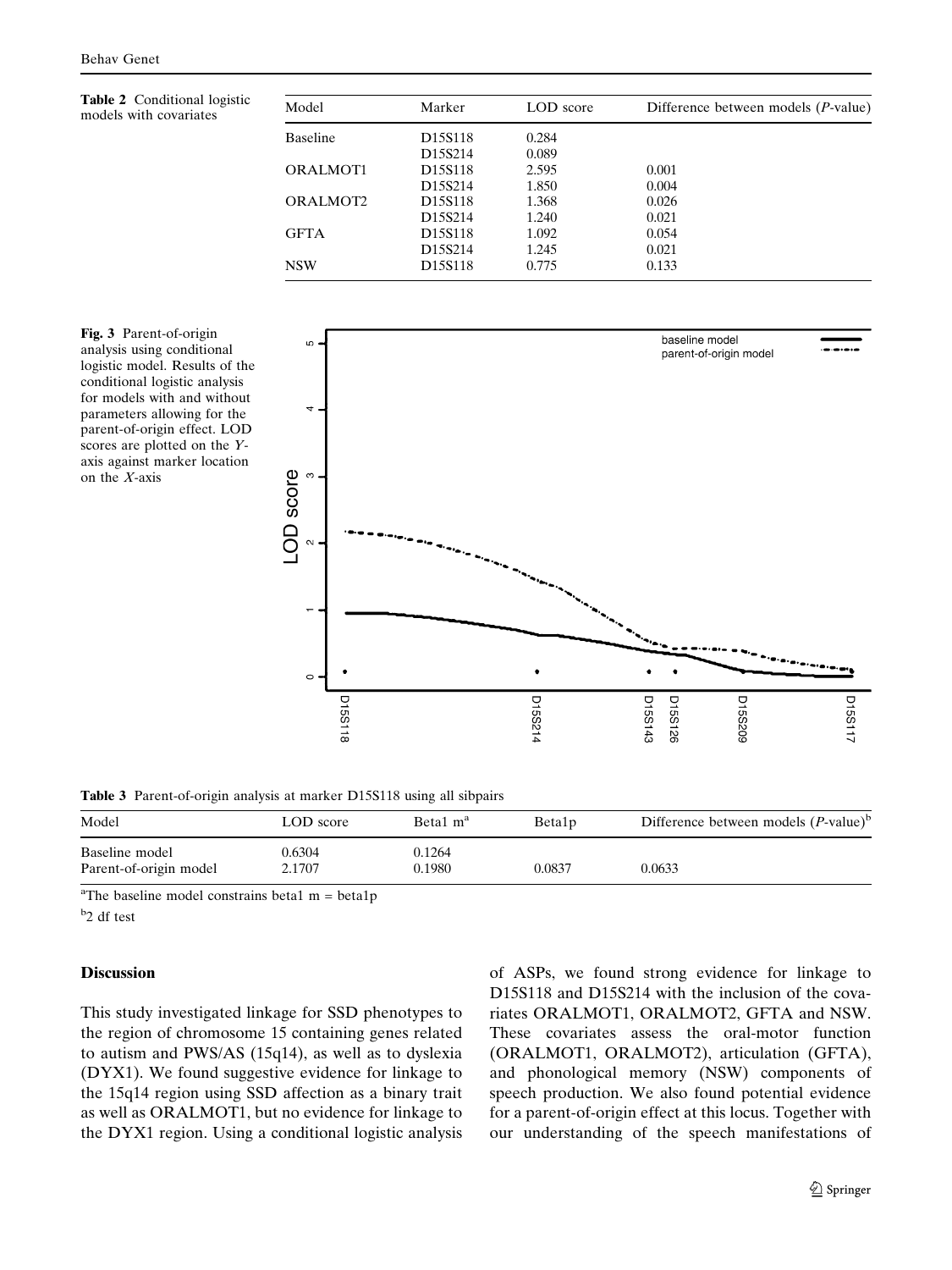**Table 2** Conditional logistic models with covariates

| Model | Marker | LOD score | Difference between models (*P*-value) |
|---|---|---|---|
| Baseline | D15S118 | 0.284 | |
| | D15S214 | 0.089 | |
| ORALMOT1 | D15S118 | 2.595 | 0.001 |
| | D15S214 | 1.850 | 0.004 |
| ORALMOT2 | D15S118 | 1.368 | 0.026 |
| | D15S214 | 1.240 | 0.021 |
| GFTA | D15S118 | 1.092 | 0.054 |
| | D15S214 | 1.245 | 0.021 |
| NSW | D15S118 | 0.775 | 0.133 |

**Fig. 3** Parent-of-origin analysis using conditional logistic model. Results of the conditional logistic analysis for models with and without parameters allowing for the parent-of-origin effect. LOD scores are plotted on the *Y*-axis against marker location on the *X*-axis

**Table 3** Parent-of-origin analysis at marker D15S118 using all sibpairs

| Model | LOD score | Beta1 m[a] | Beta1p | Difference between models (*P*-value)[b] |
|---|---|---|---|---|
| Baseline model | 0.6304 | 0.1264 | | |
| Parent-of-origin model | 2.1707 | 0.1980 | 0.0837 | 0.0633 |

[a]The baseline model constrains beta1 m = beta1p

[b]2 df test

## Discussion

This study investigated linkage for SSD phenotypes to the region of chromosome 15 containing genes related to autism and PWS/AS (15q14), as well as to dyslexia (DYX1). We found suggestive evidence for linkage to the 15q14 region using SSD affection as a binary trait as well as ORALMOT1, but no evidence for linkage to the DYX1 region. Using a conditional logistic analysis of ASPs, we found strong evidence for linkage to D15S118 and D15S214 with the inclusion of the covariates ORALMOT1, ORALMOT2, GFTA and NSW. These covariates assess the oral-motor function (ORALMOT1, ORALMOT2), articulation (GFTA), and phonological memory (NSW) components of speech production. We also found potential evidence for a parent-of-origin effect at this locus. Together with our understanding of the speech manifestations of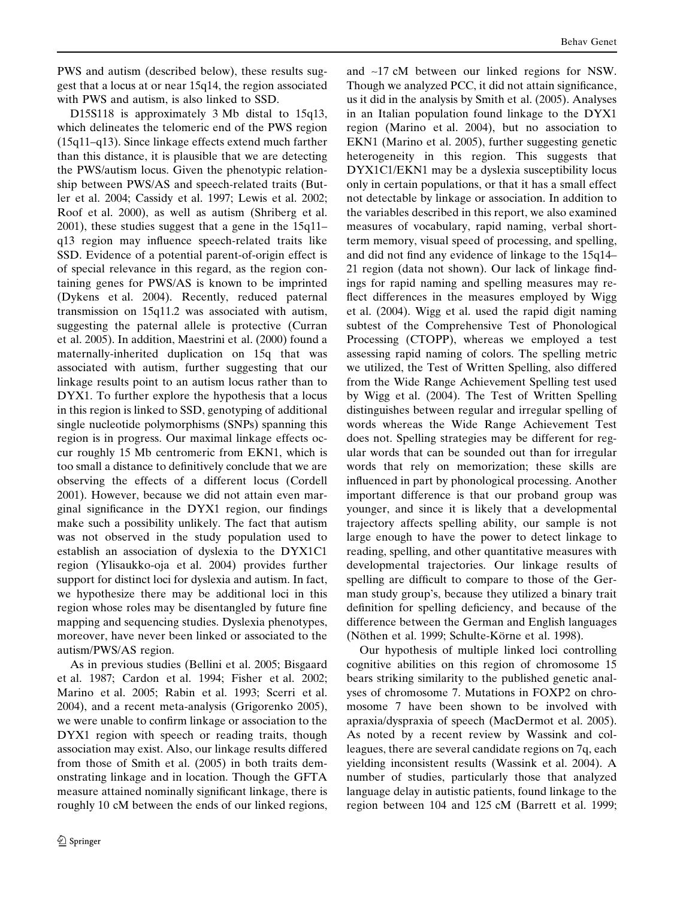PWS and autism (described below), these results suggest that a locus at or near 15q14, the region associated with PWS and autism, is also linked to SSD.

D15S118 is approximately 3 Mb distal to 15q13, which delineates the telomeric end of the PWS region (15q11–q13). Since linkage effects extend much farther than this distance, it is plausible that we are detecting the PWS/autism locus. Given the phenotypic relationship between PWS/AS and speech-related traits (Butler et al. 2004; Cassidy et al. 1997; Lewis et al. 2002; Roof et al. 2000), as well as autism (Shriberg et al. 2001), these studies suggest that a gene in the 15q11–q13 region may influence speech-related traits like SSD. Evidence of a potential parent-of-origin effect is of special relevance in this regard, as the region containing genes for PWS/AS is known to be imprinted (Dykens et al. 2004). Recently, reduced paternal transmission on 15q11.2 was associated with autism, suggesting the paternal allele is protective (Curran et al. 2005). In addition, Maestrini et al. (2000) found a maternally-inherited duplication on 15q that was associated with autism, further suggesting that our linkage results point to an autism locus rather than to DYX1. To further explore the hypothesis that a locus in this region is linked to SSD, genotyping of additional single nucleotide polymorphisms (SNPs) spanning this region is in progress. Our maximal linkage effects occur roughly 15 Mb centromeric from EKN1, which is too small a distance to definitively conclude that we are observing the effects of a different locus (Cordell 2001). However, because we did not attain even marginal significance in the DYX1 region, our findings make such a possibility unlikely. The fact that autism was not observed in the study population used to establish an association of dyslexia to the DYX1C1 region (Ylisaukko-oja et al. 2004) provides further support for distinct loci for dyslexia and autism. In fact, we hypothesize there may be additional loci in this region whose roles may be disentangled by future fine mapping and sequencing studies. Dyslexia phenotypes, moreover, have never been linked or associated to the autism/PWS/AS region.

As in previous studies (Bellini et al. 2005; Bisgaard et al. 1987; Cardon et al. 1994; Fisher et al. 2002; Marino et al. 2005; Rabin et al. 1993; Scerri et al. 2004), and a recent meta-analysis (Grigorenko 2005), we were unable to confirm linkage or association to the DYX1 region with speech or reading traits, though association may exist. Also, our linkage results differed from those of Smith et al. (2005) in both traits demonstrating linkage and in location. Though the GFTA measure attained nominally significant linkage, there is roughly 10 cM between the ends of our linked regions, and ~17 cM between our linked regions for NSW. Though we analyzed PCC, it did not attain significance, us it did in the analysis by Smith et al. (2005). Analyses in an Italian population found linkage to the DYX1 region (Marino et al. 2004), but no association to EKN1 (Marino et al. 2005), further suggesting genetic heterogeneity in this region. This suggests that DYX1C1/EKN1 may be a dyslexia susceptibility locus only in certain populations, or that it has a small effect not detectable by linkage or association. In addition to the variables described in this report, we also examined measures of vocabulary, rapid naming, verbal short-term memory, visual speed of processing, and spelling, and did not find any evidence of linkage to the 15q14–21 region (data not shown). Our lack of linkage findings for rapid naming and spelling measures may reflect differences in the measures employed by Wigg et al. (2004). Wigg et al. used the rapid digit naming subtest of the Comprehensive Test of Phonological Processing (CTOPP), whereas we employed a test assessing rapid naming of colors. The spelling metric we utilized, the Test of Written Spelling, also differed from the Wide Range Achievement Spelling test used by Wigg et al. (2004). The Test of Written Spelling distinguishes between regular and irregular spelling of words whereas the Wide Range Achievement Test does not. Spelling strategies may be different for regular words that can be sounded out than for irregular words that rely on memorization; these skills are influenced in part by phonological processing. Another important difference is that our proband group was younger, and since it is likely that a developmental trajectory affects spelling ability, our sample is not large enough to have the power to detect linkage to reading, spelling, and other quantitative measures with developmental trajectories. Our linkage results of spelling are difficult to compare to those of the German study group's, because they utilized a binary trait definition for spelling deficiency, and because of the difference between the German and English languages (Nöthen et al. 1999; Schulte-Körne et al. 1998).

Our hypothesis of multiple linked loci controlling cognitive abilities on this region of chromosome 15 bears striking similarity to the published genetic analyses of chromosome 7. Mutations in FOXP2 on chromosome 7 have been shown to be involved with apraxia/dyspraxia of speech (MacDermot et al. 2005). As noted by a recent review by Wassink and colleagues, there are several candidate regions on 7q, each yielding inconsistent results (Wassink et al. 2004). A number of studies, particularly those that analyzed language delay in autistic patients, found linkage to the region between 104 and 125 cM (Barrett et al. 1999;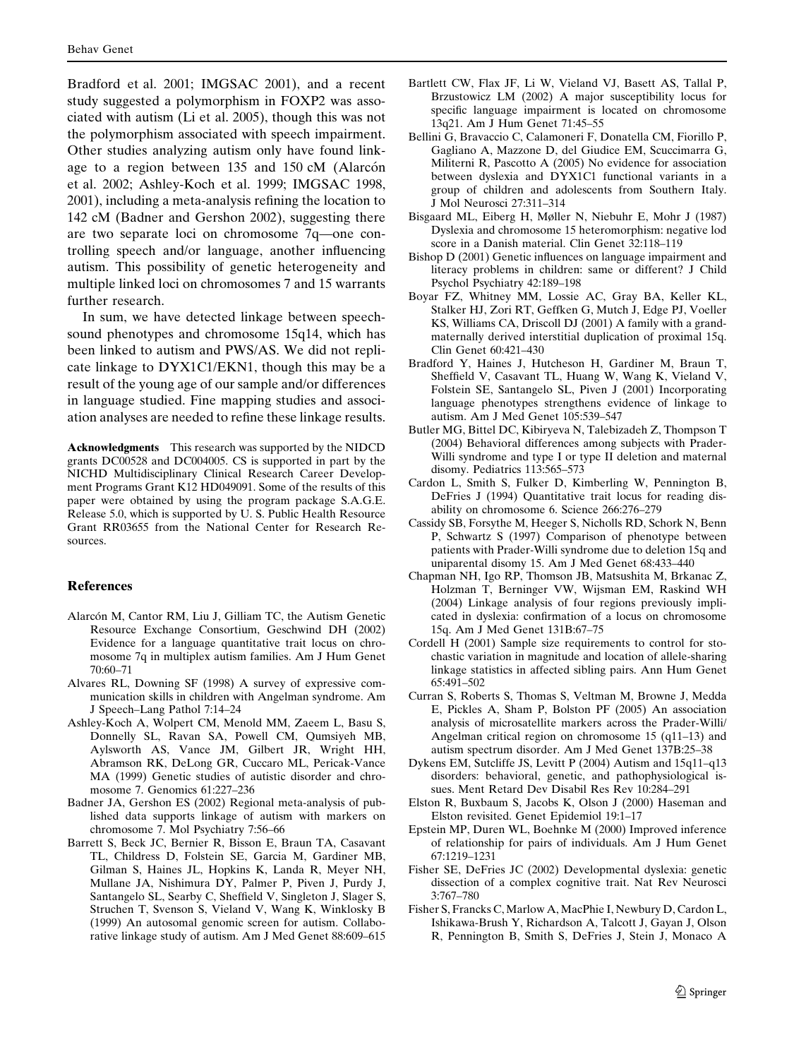Bradford et al. 2001; IMGSAC 2001), and a recent study suggested a polymorphism in FOXP2 was associated with autism (Li et al. 2005), though this was not the polymorphism associated with speech impairment. Other studies analyzing autism only have found linkage to a region between 135 and 150 cM (Alarcón et al. 2002; Ashley-Koch et al. 1999; IMGSAC 1998, 2001), including a meta-analysis refining the location to 142 cM (Badner and Gershon 2002), suggesting there are two separate loci on chromosome 7q—one controlling speech and/or language, another influencing autism. This possibility of genetic heterogeneity and multiple linked loci on chromosomes 7 and 15 warrants further research.

In sum, we have detected linkage between speech-sound phenotypes and chromosome 15q14, which has been linked to autism and PWS/AS. We did not replicate linkage to DYX1C1/EKN1, though this may be a result of the young age of our sample and/or differences in language studied. Fine mapping studies and association analyses are needed to refine these linkage results.

**Acknowledgments** This research was supported by the NIDCD grants DC00528 and DC004005. CS is supported in part by the NICHD Multidisciplinary Clinical Research Career Development Programs Grant K12 HD049091. Some of the results of this paper were obtained by using the program package S.A.G.E. Release 5.0, which is supported by U. S. Public Health Resource Grant RR03655 from the National Center for Research Resources.

## References

- Alarcón M, Cantor RM, Liu J, Gilliam TC, the Autism Genetic Resource Exchange Consortium, Geschwind DH (2002) Evidence for a language quantitative trait locus on chromosome 7q in multiplex autism families. Am J Hum Genet 70:60–71
- Alvares RL, Downing SF (1998) A survey of expressive communication skills in children with Angelman syndrome. Am J Speech–Lang Pathol 7:14–24
- Ashley-Koch A, Wolpert CM, Menold MM, Zaeem L, Basu S, Donnelly SL, Ravan SA, Powell CM, Qumsiyeh MB, Aylsworth AS, Vance JM, Gilbert JR, Wright HH, Abramson RK, DeLong GR, Cuccaro ML, Pericak-Vance MA (1999) Genetic studies of autistic disorder and chromosome 7. Genomics 61:227–236
- Badner JA, Gershon ES (2002) Regional meta-analysis of published data supports linkage of autism with markers on chromosome 7. Mol Psychiatry 7:56–66
- Barrett S, Beck JC, Bernier R, Bisson E, Braun TA, Casavant TL, Childress D, Folstein SE, Garcia M, Gardiner MB, Gilman S, Haines JL, Hopkins K, Landa R, Meyer NH, Mullane JA, Nishimura DY, Palmer P, Piven J, Purdy J, Santangelo SL, Searby C, Sheffield V, Singleton J, Slager S, Struchen T, Svenson S, Vieland V, Wang K, Winklosky B (1999) An autosomal genomic screen for autism. Collaborative linkage study of autism. Am J Med Genet 88:609–615
- Bartlett CW, Flax JF, Li W, Vieland VJ, Basett AS, Tallal P, Brzustowicz LM (2002) A major susceptibility locus for specific language impairment is located on chromosome 13q21. Am J Hum Genet 71:45–55
- Bellini G, Bravaccio C, Calamoneri F, Donatella CM, Fiorillo P, Gagliano A, Mazzone D, del Giudice EM, Scuccimarra G, Militerni R, Pascotto A (2005) No evidence for association between dyslexia and DYX1C1 functional variants in a group of children and adolescents from Southern Italy. J Mol Neurosci 27:311–314
- Bisgaard ML, Eiberg H, Møller N, Niebuhr E, Mohr J (1987) Dyslexia and chromosome 15 heteromorphism: negative lod score in a Danish material. Clin Genet 32:118–119
- Bishop D (2001) Genetic influences on language impairment and literacy problems in children: same or different? J Child Psychol Psychiatry 42:189–198
- Boyar FZ, Whitney MM, Lossie AC, Gray BA, Keller KL, Stalker HJ, Zori RT, Geffken G, Mutch J, Edge PJ, Voeller KS, Williams CA, Driscoll DJ (2001) A family with a grand-maternally derived interstitial duplication of proximal 15q. Clin Genet 60:421–430
- Bradford Y, Haines J, Hutcheson H, Gardiner M, Braun T, Sheffield V, Casavant TL, Huang W, Wang K, Vieland V, Folstein SE, Santangelo SL, Piven J (2001) Incorporating language phenotypes strengthens evidence of linkage to autism. Am J Med Genet 105:539–547
- Butler MG, Bittel DC, Kibiryeva N, Talebizadeh Z, Thompson T (2004) Behavioral differences among subjects with Prader-Willi syndrome and type I or type II deletion and maternal disomy. Pediatrics 113:565–573
- Cardon L, Smith S, Fulker D, Kimberling W, Pennington B, DeFries J (1994) Quantitative trait locus for reading disability on chromosome 6. Science 266:276–279
- Cassidy SB, Forsythe M, Heeger S, Nicholls RD, Schork N, Benn P, Schwartz S (1997) Comparison of phenotype between patients with Prader-Willi syndrome due to deletion 15q and uniparental disomy 15. Am J Med Genet 68:433–440
- Chapman NH, Igo RP, Thomson JB, Matsushita M, Brkanac Z, Holzman T, Berninger VW, Wijsman EM, Raskind WH (2004) Linkage analysis of four regions previously implicated in dyslexia: confirmation of a locus on chromosome 15q. Am J Med Genet 131B:67–75
- Cordell H (2001) Sample size requirements to control for stochastic variation in magnitude and location of allele-sharing linkage statistics in affected sibling pairs. Ann Hum Genet 65:491–502
- Curran S, Roberts S, Thomas S, Veltman M, Browne J, Medda E, Pickles A, Sham P, Bolston PF (2005) An association analysis of microsatellite markers across the Prader-Willi/Angelman critical region on chromosome 15 (q11–13) and autism spectrum disorder. Am J Med Genet 137B:25–38
- Dykens EM, Sutcliffe JS, Levitt P (2004) Autism and 15q11–q13 disorders: behavioral, genetic, and pathophysiological issues. Ment Retard Dev Disabil Res Rev 10:284–291
- Elston R, Buxbaum S, Jacobs K, Olson J (2000) Haseman and Elston revisited. Genet Epidemiol 19:1–17
- Epstein MP, Duren WL, Boehnke M (2000) Improved inference of relationship for pairs of individuals. Am J Hum Genet 67:1219–1231
- Fisher SE, DeFries JC (2002) Developmental dyslexia: genetic dissection of a complex cognitive trait. Nat Rev Neurosci 3:767–780
- Fisher S, Francks C, Marlow A, MacPhie I, Newbury D, Cardon L, Ishikawa-Brush Y, Richardson A, Talcott J, Gayan J, Olson R, Pennington B, Smith S, DeFries J, Stein J, Monaco A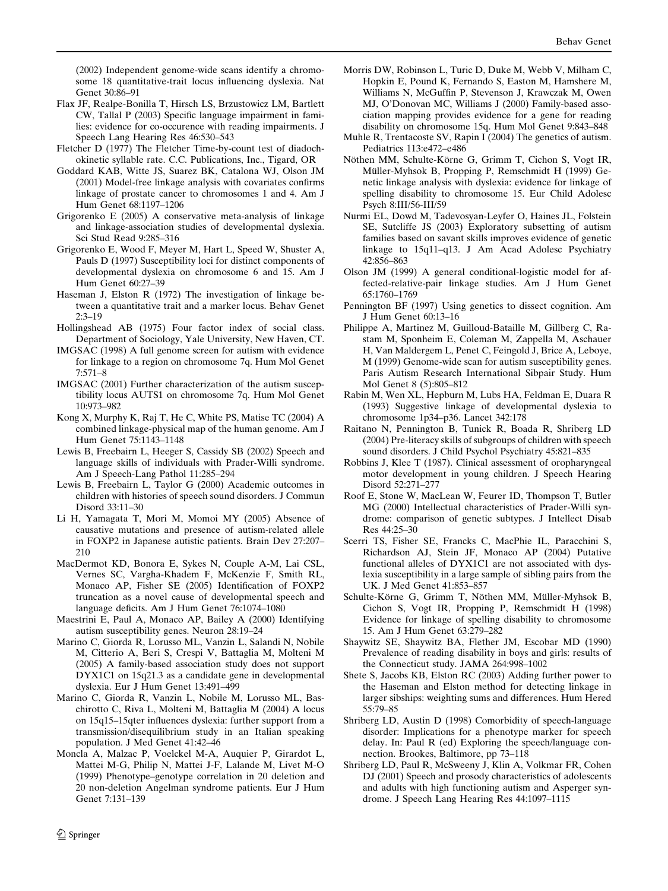(2002) Independent genome-wide scans identify a chromosome 18 quantitative-trait locus influencing dyslexia. Nat Genet 30:86–91

Flax JF, Realpe-Bonilla T, Hirsch LS, Brzustowicz LM, Bartlett CW, Tallal P (2003) Specific language impairment in families: evidence for co-occurence with reading impairments. J Speech Lang Hearing Res 46:530–543

Fletcher D (1977) The Fletcher Time-by-count test of diadochokinetic syllable rate. C.C. Publications, Inc., Tigard, OR

Goddard KAB, Witte JS, Suarez BK, Catalona WJ, Olson JM (2001) Model-free linkage analysis with covariates confirms linkage of prostate cancer to chromosomes 1 and 4. Am J Hum Genet 68:1197–1206

Grigorenko E (2005) A conservative meta-analysis of linkage and linkage-association studies of developmental dyslexia. Sci Stud Read 9:285–316

Grigorenko E, Wood F, Meyer M, Hart L, Speed W, Shuster A, Pauls D (1997) Susceptibility loci for distinct components of developmental dyslexia on chromosome 6 and 15. Am J Hum Genet 60:27–39

Haseman J, Elston R (1972) The investigation of linkage between a quantitative trait and a marker locus. Behav Genet 2:3–19

Hollingshead AB (1975) Four factor index of social class. Department of Sociology, Yale University, New Haven, CT.

IMGSAC (1998) A full genome screen for autism with evidence for linkage to a region on chromosome 7q. Hum Mol Genet 7:571–8

IMGSAC (2001) Further characterization of the autism susceptibility locus AUTS1 on chromosome 7q. Hum Mol Genet 10:973–982

Kong X, Murphy K, Raj T, He C, White PS, Matise TC (2004) A combined linkage-physical map of the human genome. Am J Hum Genet 75:1143–1148

Lewis B, Freebairn L, Heeger S, Cassidy SB (2002) Speech and language skills of individuals with Prader-Willi syndrome. Am J Speech-Lang Pathol 11:285–294

Lewis B, Freebairn L, Taylor G (2000) Academic outcomes in children with histories of speech sound disorders. J Commun Disord 33:11–30

Li H, Yamagata T, Mori M, Momoi MY (2005) Absence of causative mutations and presence of autism-related allele in FOXP2 in Japanese autistic patients. Brain Dev 27:207–210

MacDermot KD, Bonora E, Sykes N, Couple A-M, Lai CSL, Vernes SC, Vargha-Khadem F, McKenzie F, Smith RL, Monaco AP, Fisher SE (2005) Identification of FOXP2 truncation as a novel cause of developmental speech and language deficits. Am J Hum Genet 76:1074–1080

Maestrini E, Paul A, Monaco AP, Bailey A (2000) Identifying autism susceptibility genes. Neuron 28:19–24

Marino C, Giorda R, Lorusso ML, Vanzin L, Salandi N, Nobile M, Citterio A, Beri S, Crespi V, Battaglia M, Molteni M (2005) A family-based association study does not support DYX1C1 on 15q21.3 as a candidate gene in developmental dyslexia. Eur J Hum Genet 13:491–499

Marino C, Giorda R, Vanzin L, Nobile M, Lorusso ML, Baschirotto C, Riva L, Molteni M, Battaglia M (2004) A locus on 15q15–15qter influences dyslexia: further support from a transmission/disequilibrium study in an Italian speaking population. J Med Genet 41:42–46

Moncla A, Malzac P, Voelckel M-A, Auquier P, Girardot L, Mattei M-G, Philip N, Mattei J-F, Lalande M, Livet M-O (1999) Phenotype–genotype correlation in 20 deletion and 20 non-deletion Angelman syndrome patients. Eur J Hum Genet 7:131–139

Morris DW, Robinson L, Turic D, Duke M, Webb V, Milham C, Hopkin E, Pound K, Fernando S, Easton M, Hamshere M, Williams N, McGuffin P, Stevenson J, Krawczak M, Owen MJ, O'Donovan MC, Williams J (2000) Family-based association mapping provides evidence for a gene for reading disability on chromosome 15q. Hum Mol Genet 9:843–848

Muhle R, Trentacoste SV, Rapin I (2004) The genetics of autism. Pediatrics 113:e472–e486

Nöthen MM, Schulte-Körne G, Grimm T, Cichon S, Vogt IR, Müller-Myhsok B, Propping P, Remschmidt H (1999) Genetic linkage analysis with dyslexia: evidence for linkage of spelling disability to chromosome 15. Eur Child Adolesc Psych 8:III/56-III/59

Nurmi EL, Dowd M, Tadevosyan-Leyfer O, Haines JL, Folstein SE, Sutcliffe JS (2003) Exploratory subsetting of autism families based on savant skills improves evidence of genetic linkage to 15q11–q13. J Am Acad Adolesc Psychiatry 42:856–863

Olson JM (1999) A general conditional-logistic model for affected-relative-pair linkage studies. Am J Hum Genet 65:1760–1769

Pennington BF (1997) Using genetics to dissect cognition. Am J Hum Genet 60:13–16

Philippe A, Martinez M, Guilloud-Bataille M, Gillberg C, Rastam M, Sponheim E, Coleman M, Zappella M, Aschauer H, Van Maldergem L, Penet C, Feingold J, Brice A, Leboye, M (1999) Genome-wide scan for autism susceptibility genes. Paris Autism Research International Sibpair Study. Hum Mol Genet 8 (5):805–812

Rabin M, Wen XL, Hepburn M, Lubs HA, Feldman E, Duara R (1993) Suggestive linkage of developmental dyslexia to chromosome 1p34–p36. Lancet 342:178

Raitano N, Pennington B, Tunick R, Boada R, Shriberg LD (2004) Pre-literacy skills of subgroups of children with speech sound disorders. J Child Psychol Psychiatry 45:821–835

Robbins J, Klee T (1987). Clinical assessment of oropharyngeal motor development in young children. J Speech Hearing Disord 52:271–277

Roof E, Stone W, MacLean W, Feurer ID, Thompson T, Butler MG (2000) Intellectual characteristics of Prader-Willi syndrome: comparison of genetic subtypes. J Intellect Disab Res 44:25–30

Scerri TS, Fisher SE, Francks C, MacPhie IL, Paracchini S, Richardson AJ, Stein JF, Monaco AP (2004) Putative functional alleles of DYX1C1 are not associated with dyslexia susceptibility in a large sample of sibling pairs from the UK. J Med Genet 41:853–857

Schulte-Körne G, Grimm T, Nöthen MM, Müller-Myhsok B, Cichon S, Vogt IR, Propping P, Remschmidt H (1998) Evidence for linkage of spelling disability to chromosome 15. Am J Hum Genet 63:279–282

Shaywitz SE, Shaywitz BA, Flether JM, Escobar MD (1990) Prevalence of reading disability in boys and girls: results of the Connecticut study. JAMA 264:998–1002

Shete S, Jacobs KB, Elston RC (2003) Adding further power to the Haseman and Elston method for detecting linkage in larger sibships: weighting sums and differences. Hum Hered 55:79–85

Shriberg LD, Austin D (1998) Comorbidity of speech-language disorder: Implications for a phenotype marker for speech delay. In: Paul R (ed) Exploring the speech/language connection. Brookes, Baltimore, pp 73–118

Shriberg LD, Paul R, McSweeny J, Klin A, Volkmar FR, Cohen DJ (2001) Speech and prosody characteristics of adolescents and adults with high functioning autism and Asperger syndrome. J Speech Lang Hearing Res 44:1097–1115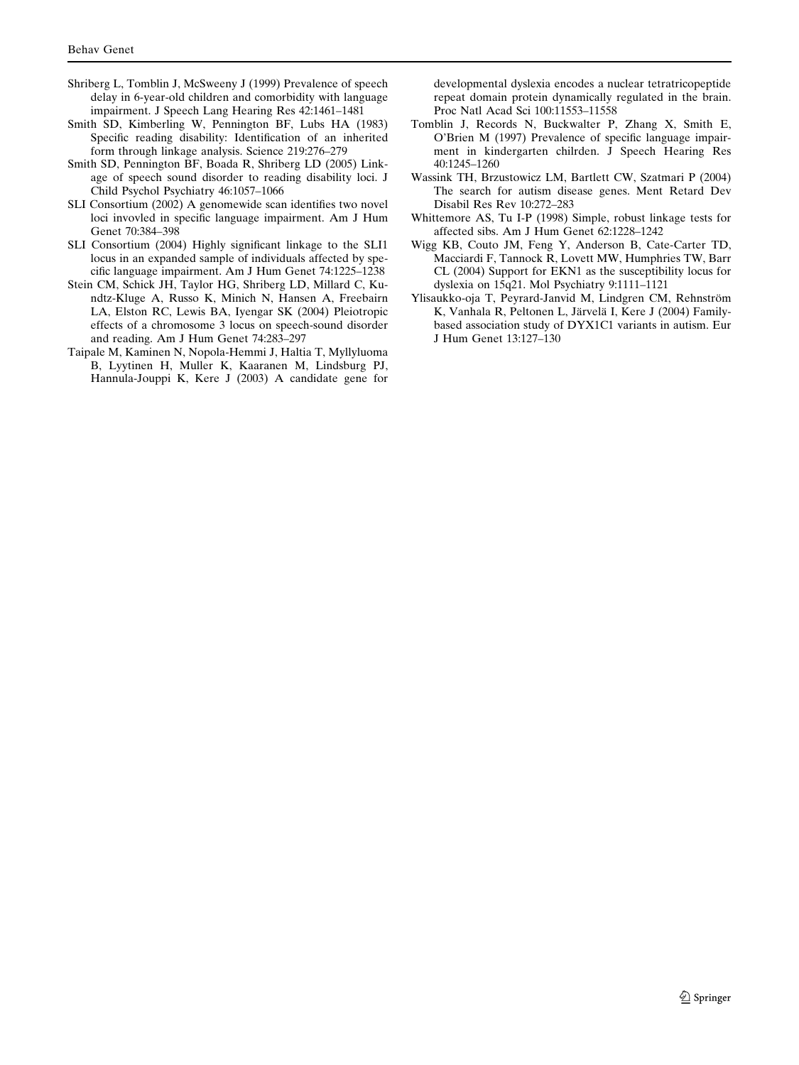Shriberg L, Tomblin J, McSweeny J (1999) Prevalence of speech delay in 6-year-old children and comorbidity with language impairment. J Speech Lang Hearing Res 42:1461–1481

Smith SD, Kimberling W, Pennington BF, Lubs HA (1983) Specific reading disability: Identification of an inherited form through linkage analysis. Science 219:276–279

Smith SD, Pennington BF, Boada R, Shriberg LD (2005) Linkage of speech sound disorder to reading disability loci. J Child Psychol Psychiatry 46:1057–1066

SLI Consortium (2002) A genomewide scan identifies two novel loci invovled in specific language impairment. Am J Hum Genet 70:384–398

SLI Consortium (2004) Highly significant linkage to the SLI1 locus in an expanded sample of individuals affected by specific language impairment. Am J Hum Genet 74:1225–1238

Stein CM, Schick JH, Taylor HG, Shriberg LD, Millard C, Kundtz-Kluge A, Russo K, Minich N, Hansen A, Freebairn LA, Elston RC, Lewis BA, Iyengar SK (2004) Pleiotropic effects of a chromosome 3 locus on speech-sound disorder and reading. Am J Hum Genet 74:283–297

Taipale M, Kaminen N, Nopola-Hemmi J, Haltia T, Myllyluoma B, Lyytinen H, Muller K, Kaaranen M, Lindsburg PJ, Hannula-Jouppi K, Kere J (2003) A candidate gene for developmental dyslexia encodes a nuclear tetratricopeptide repeat domain protein dynamically regulated in the brain. Proc Natl Acad Sci 100:11553–11558

Tomblin J, Records N, Buckwalter P, Zhang X, Smith E, O'Brien M (1997) Prevalence of specific language impairment in kindergarten chilrden. J Speech Hearing Res 40:1245–1260

Wassink TH, Brzustowicz LM, Bartlett CW, Szatmari P (2004) The search for autism disease genes. Ment Retard Dev Disabil Res Rev 10:272–283

Whittemore AS, Tu I-P (1998) Simple, robust linkage tests for affected sibs. Am J Hum Genet 62:1228–1242

Wigg KB, Couto JM, Feng Y, Anderson B, Cate-Carter TD, Macciardi F, Tannock R, Lovett MW, Humphries TW, Barr CL (2004) Support for EKN1 as the susceptibility locus for dyslexia on 15q21. Mol Psychiatry 9:1111–1121

Ylisaukko-oja T, Peyrard-Janvid M, Lindgren CM, Rehnström K, Vanhala R, Peltonen L, Järvelä I, Kere J (2004) Family-based association study of DYX1C1 variants in autism. Eur J Hum Genet 13:127–130